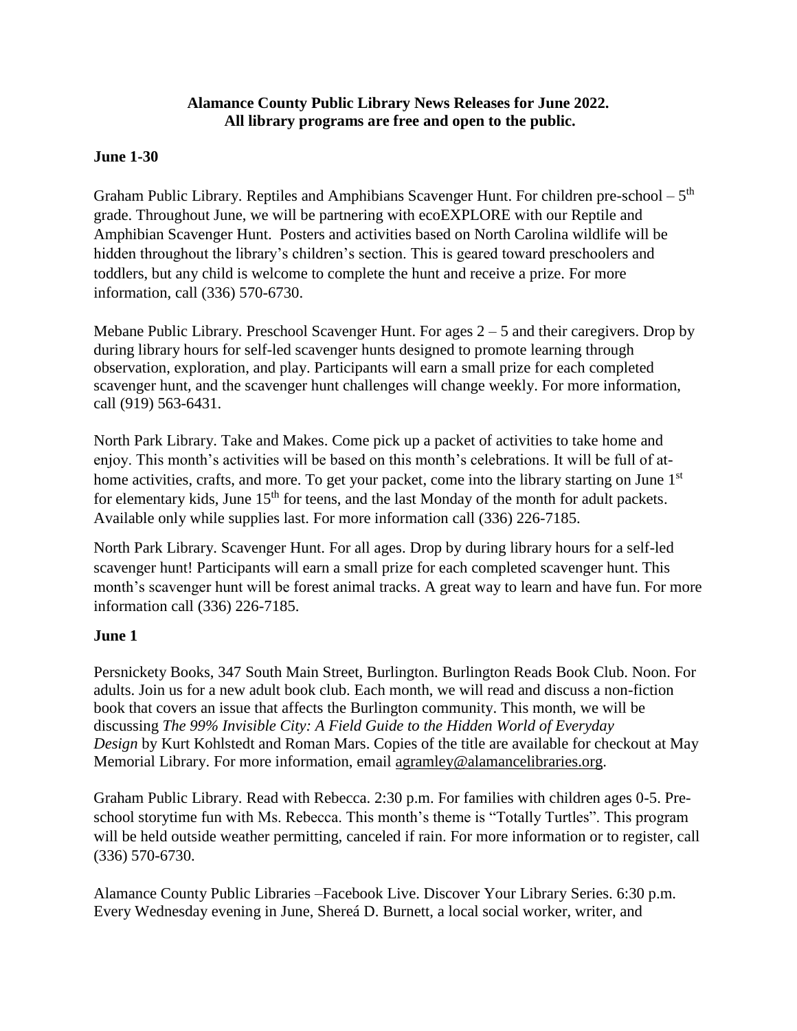**Alamance County Public Library News Releases for June 2022.**
**All library programs are free and open to the public.**

## June 1-30

Graham Public Library. Reptiles and Amphibians Scavenger Hunt. For children pre-school – 5th grade. Throughout June, we will be partnering with ecoEXPLORE with our Reptile and Amphibian Scavenger Hunt. Posters and activities based on North Carolina wildlife will be hidden throughout the library's children's section. This is geared toward preschoolers and toddlers, but any child is welcome to complete the hunt and receive a prize. For more information, call (336) 570-6730.

Mebane Public Library. Preschool Scavenger Hunt. For ages 2 – 5 and their caregivers. Drop by during library hours for self-led scavenger hunts designed to promote learning through observation, exploration, and play. Participants will earn a small prize for each completed scavenger hunt, and the scavenger hunt challenges will change weekly. For more information, call (919) 563-6431.

North Park Library. Take and Makes. Come pick up a packet of activities to take home and enjoy. This month's activities will be based on this month's celebrations. It will be full of at-home activities, crafts, and more. To get your packet, come into the library starting on June 1st for elementary kids, June 15th for teens, and the last Monday of the month for adult packets. Available only while supplies last. For more information call (336) 226-7185.

North Park Library. Scavenger Hunt. For all ages. Drop by during library hours for a self-led scavenger hunt! Participants will earn a small prize for each completed scavenger hunt. This month's scavenger hunt will be forest animal tracks. A great way to learn and have fun. For more information call (336) 226-7185.

## June 1

Persnickety Books, 347 South Main Street, Burlington. Burlington Reads Book Club. Noon. For adults. Join us for a new adult book club. Each month, we will read and discuss a non-fiction book that covers an issue that affects the Burlington community. This month, we will be discussing *The 99% Invisible City: A Field Guide to the Hidden World of Everyday Design* by Kurt Kohlstedt and Roman Mars. Copies of the title are available for checkout at May Memorial Library. For more information, email agramley@alamancelibraries.org.

Graham Public Library. Read with Rebecca. 2:30 p.m. For families with children ages 0-5. Pre-school storytime fun with Ms. Rebecca. This month's theme is "Totally Turtles". This program will be held outside weather permitting, canceled if rain. For more information or to register, call (336) 570-6730.

Alamance County Public Libraries –Facebook Live. Discover Your Library Series. 6:30 p.m. Every Wednesday evening in June, Shereá D. Burnett, a local social worker, writer, and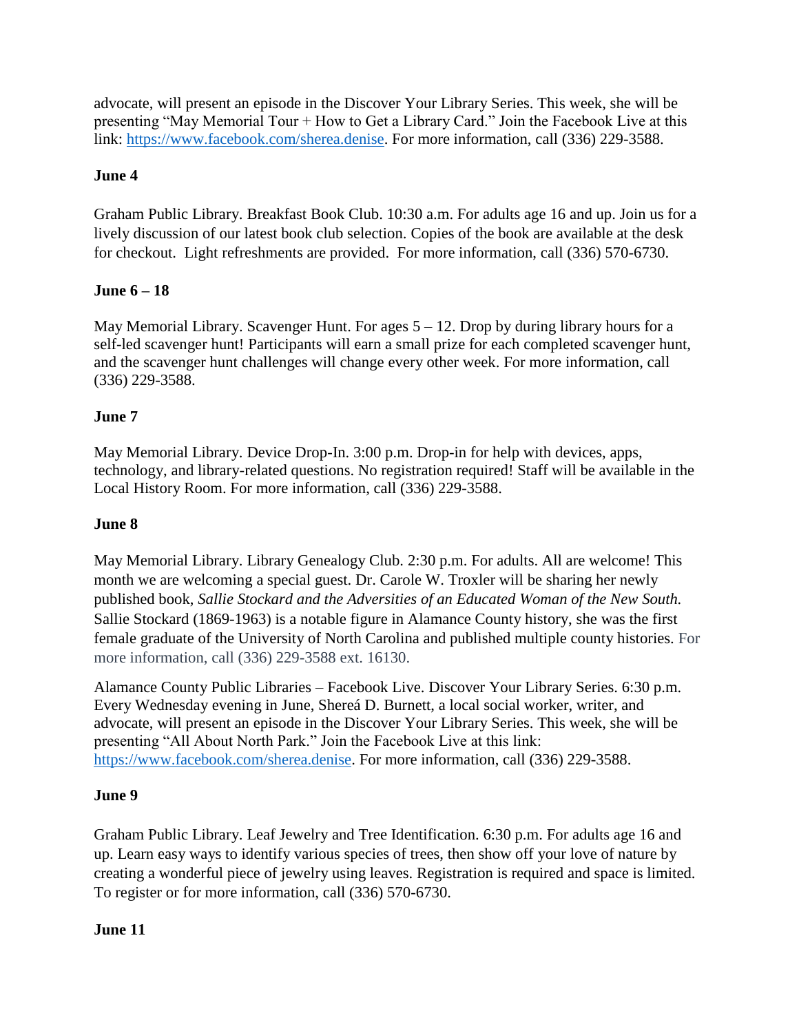advocate, will present an episode in the Discover Your Library Series. This week, she will be presenting “May Memorial Tour + How to Get a Library Card.” Join the Facebook Live at this link: [https://www.facebook.com/sherea.denise](https://www.facebook.com/sherea.denise). For more information, call (336) 229-3588.

**June 4**

Graham Public Library. Breakfast Book Club. 10:30 a.m. For adults age 16 and up. Join us for a lively discussion of our latest book club selection. Copies of the book are available at the desk for checkout. Light refreshments are provided. For more information, call (336) 570-6730.

**June 6 – 18**

May Memorial Library. Scavenger Hunt. For ages 5 – 12. Drop by during library hours for a self-led scavenger hunt! Participants will earn a small prize for each completed scavenger hunt, and the scavenger hunt challenges will change every other week. For more information, call (336) 229-3588.

**June 7**

May Memorial Library. Device Drop-In. 3:00 p.m. Drop-in for help with devices, apps, technology, and library-related questions. No registration required! Staff will be available in the Local History Room. For more information, call (336) 229-3588.

**June 8**

May Memorial Library. Library Genealogy Club. 2:30 p.m. For adults. All are welcome! This month we are welcoming a special guest. Dr. Carole W. Troxler will be sharing her newly published book, *Sallie Stockard and the Adversities of an Educated Woman of the New South.* Sallie Stockard (1869-1963) is a notable figure in Alamance County history, she was the first female graduate of the University of North Carolina and published multiple county histories. For more information, call (336) 229-3588 ext. 16130.

Alamance County Public Libraries – Facebook Live. Discover Your Library Series. 6:30 p.m. Every Wednesday evening in June, Shereá D. Burnett, a local social worker, writer, and advocate, will present an episode in the Discover Your Library Series. This week, she will be presenting “All About North Park.” Join the Facebook Live at this link: [https://www.facebook.com/sherea.denise](https://www.facebook.com/sherea.denise). For more information, call (336) 229-3588.

**June 9**

Graham Public Library. Leaf Jewelry and Tree Identification. 6:30 p.m. For adults age 16 and up. Learn easy ways to identify various species of trees, then show off your love of nature by creating a wonderful piece of jewelry using leaves. Registration is required and space is limited. To register or for more information, call (336) 570-6730.

**June 11**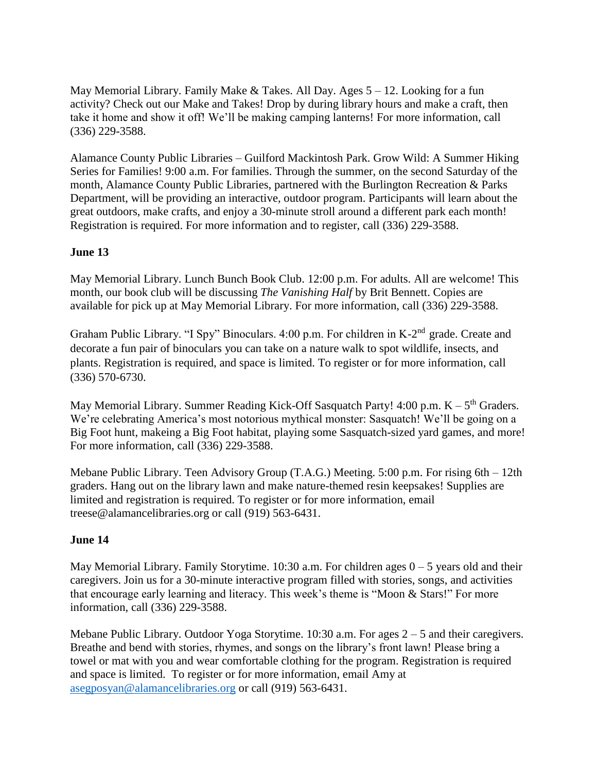May Memorial Library. Family Make & Takes. All Day. Ages 5 – 12. Looking for a fun activity? Check out our Make and Takes! Drop by during library hours and make a craft, then take it home and show it off! We'll be making camping lanterns! For more information, call (336) 229-3588.

Alamance County Public Libraries – Guilford Mackintosh Park. Grow Wild: A Summer Hiking Series for Families! 9:00 a.m. For families. Through the summer, on the second Saturday of the month, Alamance County Public Libraries, partnered with the Burlington Recreation & Parks Department, will be providing an interactive, outdoor program. Participants will learn about the great outdoors, make crafts, and enjoy a 30-minute stroll around a different park each month! Registration is required. For more information and to register, call (336) 229-3588.

**June 13**

May Memorial Library. Lunch Bunch Book Club. 12:00 p.m. For adults. All are welcome! This month, our book club will be discussing *The Vanishing Half* by Brit Bennett. Copies are available for pick up at May Memorial Library. For more information, call (336) 229-3588.

Graham Public Library. "I Spy" Binoculars. 4:00 p.m. For children in K-2nd grade. Create and decorate a fun pair of binoculars you can take on a nature walk to spot wildlife, insects, and plants. Registration is required, and space is limited. To register or for more information, call (336) 570-6730.

May Memorial Library. Summer Reading Kick-Off Sasquatch Party! 4:00 p.m. K – 5th Graders. We're celebrating America's most notorious mythical monster: Sasquatch! We'll be going on a Big Foot hunt, makeing a Big Foot habitat, playing some Sasquatch-sized yard games, and more! For more information, call (336) 229-3588.

Mebane Public Library. Teen Advisory Group (T.A.G.) Meeting. 5:00 p.m. For rising 6th – 12th graders. Hang out on the library lawn and make nature-themed resin keepsakes! Supplies are limited and registration is required. To register or for more information, email treese@alamancelibraries.org or call (919) 563-6431.

**June 14**

May Memorial Library. Family Storytime. 10:30 a.m. For children ages 0 – 5 years old and their caregivers. Join us for a 30-minute interactive program filled with stories, songs, and activities that encourage early learning and literacy. This week's theme is "Moon & Stars!" For more information, call (336) 229-3588.

Mebane Public Library. Outdoor Yoga Storytime. 10:30 a.m. For ages 2 – 5 and their caregivers. Breathe and bend with stories, rhymes, and songs on the library's front lawn! Please bring a towel or mat with you and wear comfortable clothing for the program. Registration is required and space is limited. To register or for more information, email Amy at asegposyan@alamancelibraries.org or call (919) 563-6431.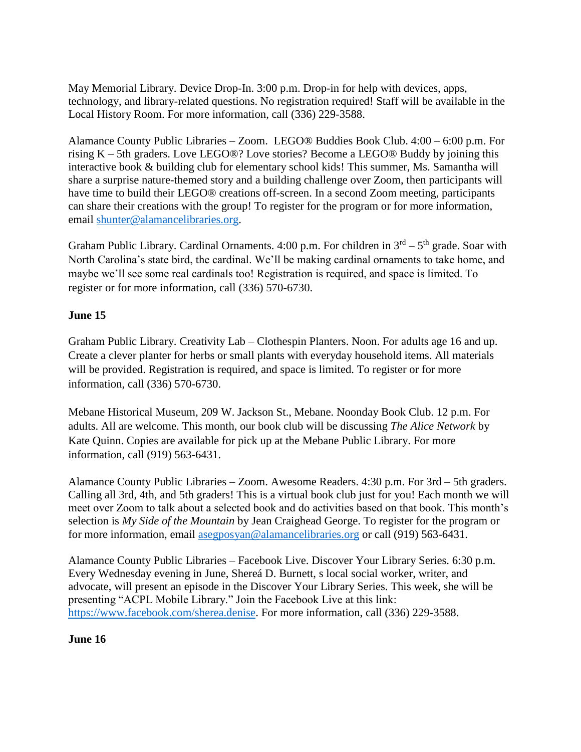May Memorial Library. Device Drop-In. 3:00 p.m. Drop-in for help with devices, apps, technology, and library-related questions. No registration required! Staff will be available in the Local History Room. For more information, call (336) 229-3588.

Alamance County Public Libraries – Zoom. LEGO® Buddies Book Club. 4:00 – 6:00 p.m. For rising K – 5th graders. Love LEGO®? Love stories? Become a LEGO® Buddy by joining this interactive book & building club for elementary school kids! This summer, Ms. Samantha will share a surprise nature-themed story and a building challenge over Zoom, then participants will have time to build their LEGO® creations off-screen. In a second Zoom meeting, participants can share their creations with the group! To register for the program or for more information, email shunter@alamancelibraries.org.

Graham Public Library. Cardinal Ornaments. 4:00 p.m. For children in 3rd – 5th grade. Soar with North Carolina's state bird, the cardinal. We'll be making cardinal ornaments to take home, and maybe we'll see some real cardinals too! Registration is required, and space is limited. To register or for more information, call (336) 570-6730.

**June 15**

Graham Public Library. Creativity Lab – Clothespin Planters. Noon. For adults age 16 and up. Create a clever planter for herbs or small plants with everyday household items. All materials will be provided. Registration is required, and space is limited. To register or for more information, call (336) 570-6730.

Mebane Historical Museum, 209 W. Jackson St., Mebane. Noonday Book Club. 12 p.m. For adults. All are welcome. This month, our book club will be discussing *The Alice Network* by Kate Quinn. Copies are available for pick up at the Mebane Public Library. For more information, call (919) 563-6431.

Alamance County Public Libraries – Zoom. Awesome Readers. 4:30 p.m. For 3rd – 5th graders. Calling all 3rd, 4th, and 5th graders! This is a virtual book club just for you! Each month we will meet over Zoom to talk about a selected book and do activities based on that book. This month's selection is *My Side of the Mountain* by Jean Craighead George. To register for the program or for more information, email asegposyan@alamancelibraries.org or call (919) 563-6431.

Alamance County Public Libraries – Facebook Live. Discover Your Library Series. 6:30 p.m. Every Wednesday evening in June, Shereá D. Burnett, s local social worker, writer, and advocate, will present an episode in the Discover Your Library Series. This week, she will be presenting "ACPL Mobile Library." Join the Facebook Live at this link: https://www.facebook.com/sherea.denise. For more information, call (336) 229-3588.

**June 16**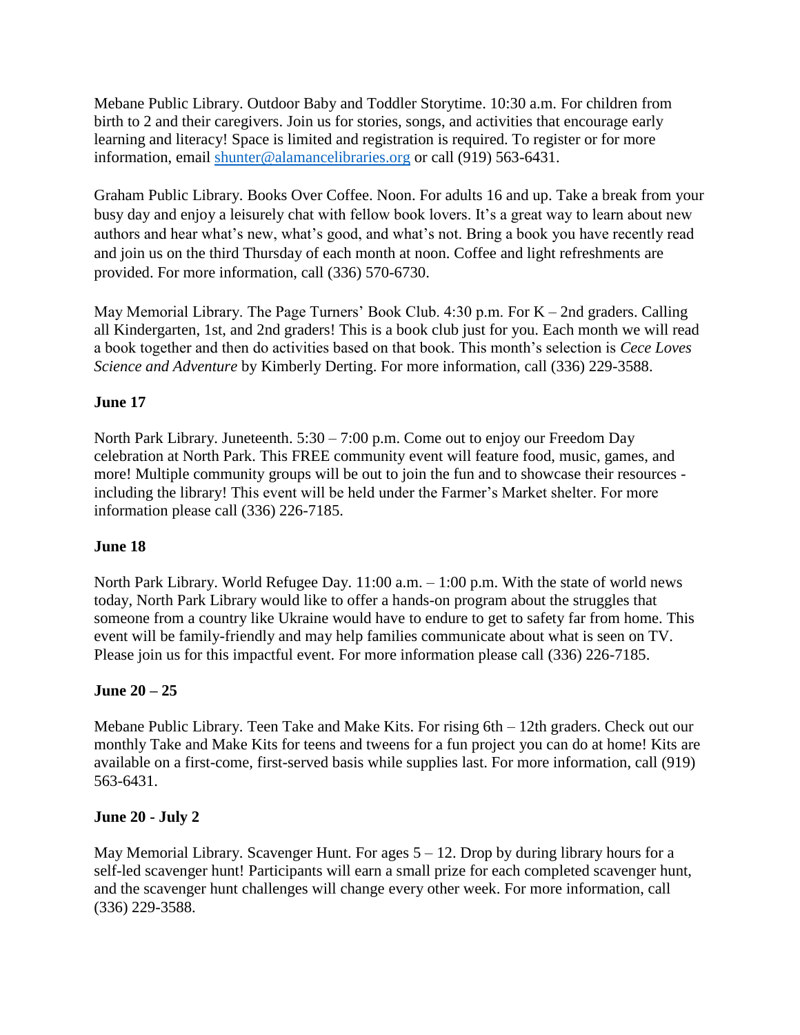Mebane Public Library. Outdoor Baby and Toddler Storytime. 10:30 a.m. For children from birth to 2 and their caregivers. Join us for stories, songs, and activities that encourage early learning and literacy! Space is limited and registration is required. To register or for more information, email [shunter@alamancelibraries.org](mailto:shunter@alamancelibraries.org) or call (919) 563-6431.

Graham Public Library. Books Over Coffee. Noon. For adults 16 and up. Take a break from your busy day and enjoy a leisurely chat with fellow book lovers. It's a great way to learn about new authors and hear what's new, what's good, and what's not. Bring a book you have recently read and join us on the third Thursday of each month at noon. Coffee and light refreshments are provided. For more information, call (336) 570-6730.

May Memorial Library. The Page Turners' Book Club. 4:30 p.m. For K – 2nd graders. Calling all Kindergarten, 1st, and 2nd graders! This is a book club just for you. Each month we will read a book together and then do activities based on that book. This month's selection is *Cece Loves Science and Adventure* by Kimberly Derting. For more information, call (336) 229-3588.

**June 17**

North Park Library. Juneteenth. 5:30 – 7:00 p.m. Come out to enjoy our Freedom Day celebration at North Park. This FREE community event will feature food, music, games, and more! Multiple community groups will be out to join the fun and to showcase their resources - including the library! This event will be held under the Farmer's Market shelter. For more information please call (336) 226-7185.

**June 18**

North Park Library. World Refugee Day. 11:00 a.m. – 1:00 p.m. With the state of world news today, North Park Library would like to offer a hands-on program about the struggles that someone from a country like Ukraine would have to endure to get to safety far from home. This event will be family-friendly and may help families communicate about what is seen on TV. Please join us for this impactful event. For more information please call (336) 226-7185.

**June 20 – 25**

Mebane Public Library. Teen Take and Make Kits. For rising 6th – 12th graders. Check out our monthly Take and Make Kits for teens and tweens for a fun project you can do at home! Kits are available on a first-come, first-served basis while supplies last. For more information, call (919) 563-6431.

**June 20 - July 2**

May Memorial Library. Scavenger Hunt. For ages 5 – 12. Drop by during library hours for a self-led scavenger hunt! Participants will earn a small prize for each completed scavenger hunt, and the scavenger hunt challenges will change every other week. For more information, call (336) 229-3588.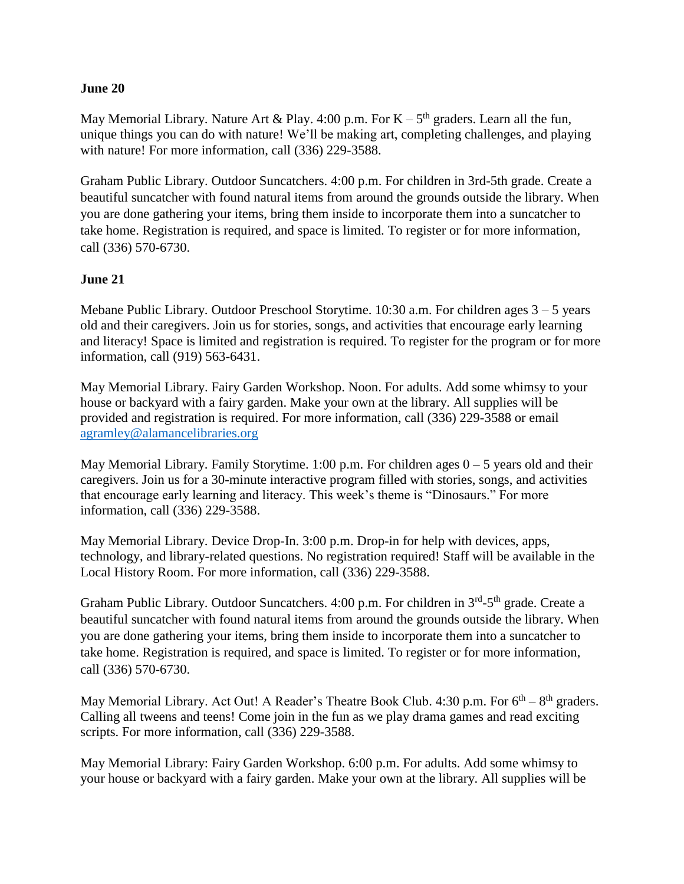**June 20**

May Memorial Library. Nature Art & Play. 4:00 p.m. For K – 5th graders. Learn all the fun, unique things you can do with nature! We'll be making art, completing challenges, and playing with nature! For more information, call (336) 229-3588.

Graham Public Library. Outdoor Suncatchers. 4:00 p.m. For children in 3rd-5th grade. Create a beautiful suncatcher with found natural items from around the grounds outside the library. When you are done gathering your items, bring them inside to incorporate them into a suncatcher to take home. Registration is required, and space is limited. To register or for more information, call (336) 570-6730.

**June 21**

Mebane Public Library. Outdoor Preschool Storytime. 10:30 a.m. For children ages 3 – 5 years old and their caregivers. Join us for stories, songs, and activities that encourage early learning and literacy! Space is limited and registration is required. To register for the program or for more information, call (919) 563-6431.

May Memorial Library. Fairy Garden Workshop. Noon. For adults. Add some whimsy to your house or backyard with a fairy garden. Make your own at the library. All supplies will be provided and registration is required. For more information, call (336) 229-3588 or email [agramley@alamancelibraries.org](mailto:agramley@alamancelibraries.org)

May Memorial Library. Family Storytime. 1:00 p.m. For children ages 0 – 5 years old and their caregivers. Join us for a 30-minute interactive program filled with stories, songs, and activities that encourage early learning and literacy. This week's theme is "Dinosaurs." For more information, call (336) 229-3588.

May Memorial Library. Device Drop-In. 3:00 p.m. Drop-in for help with devices, apps, technology, and library-related questions. No registration required! Staff will be available in the Local History Room. For more information, call (336) 229-3588.

Graham Public Library. Outdoor Suncatchers. 4:00 p.m. For children in 3rd-5th grade. Create a beautiful suncatcher with found natural items from around the grounds outside the library. When you are done gathering your items, bring them inside to incorporate them into a suncatcher to take home. Registration is required, and space is limited. To register or for more information, call (336) 570-6730.

May Memorial Library. Act Out! A Reader's Theatre Book Club. 4:30 p.m. For 6th – 8th graders. Calling all tweens and teens! Come join in the fun as we play drama games and read exciting scripts. For more information, call (336) 229-3588.

May Memorial Library: Fairy Garden Workshop. 6:00 p.m. For adults. Add some whimsy to your house or backyard with a fairy garden. Make your own at the library. All supplies will be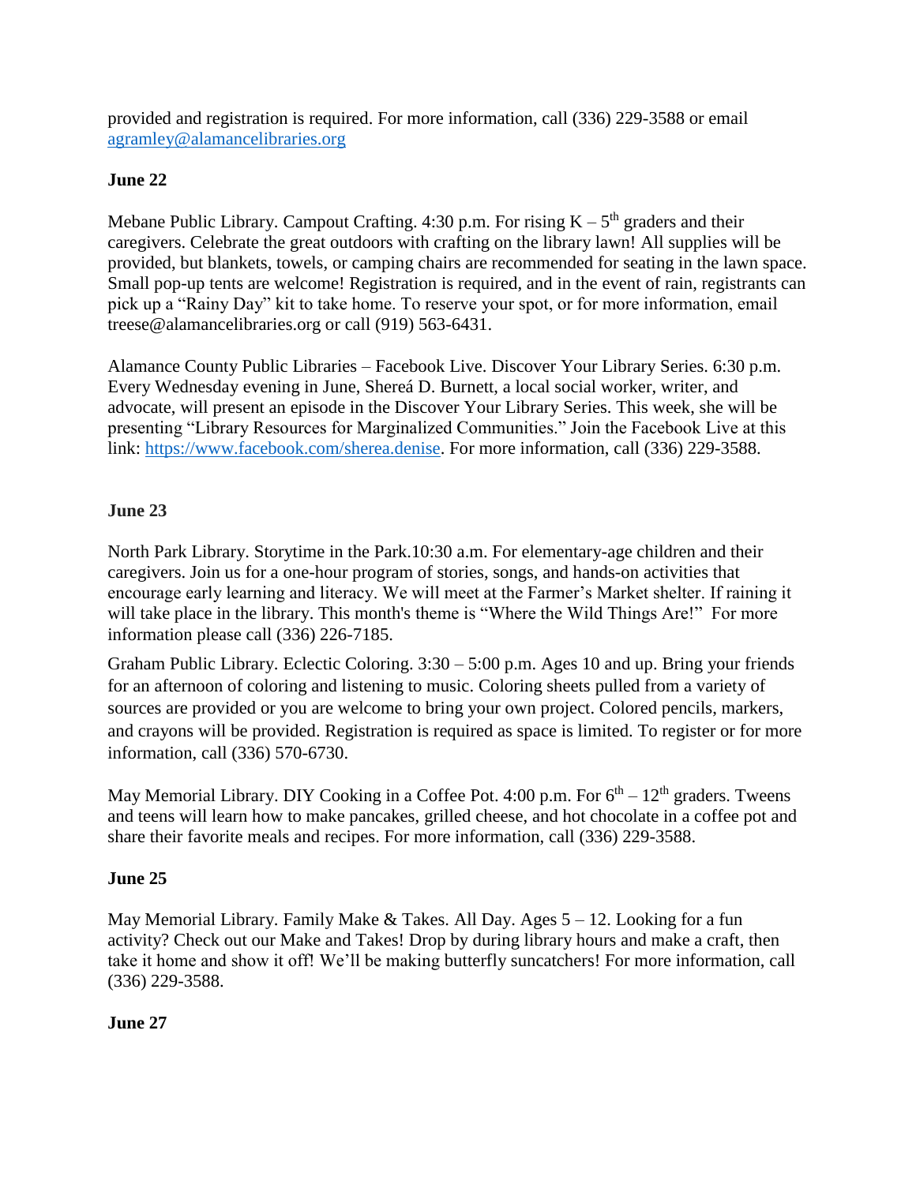provided and registration is required. For more information, call (336) 229-3588 or email [agramley@alamancelibraries.org](mailto:agramley@alamancelibraries.org)

**June 22**

Mebane Public Library. Campout Crafting. 4:30 p.m. For rising K – 5th graders and their caregivers. Celebrate the great outdoors with crafting on the library lawn! All supplies will be provided, but blankets, towels, or camping chairs are recommended for seating in the lawn space. Small pop-up tents are welcome! Registration is required, and in the event of rain, registrants can pick up a "Rainy Day" kit to take home. To reserve your spot, or for more information, email treese@alamancelibraries.org or call (919) 563-6431.

Alamance County Public Libraries – Facebook Live. Discover Your Library Series. 6:30 p.m. Every Wednesday evening in June, Shereá D. Burnett, a local social worker, writer, and advocate, will present an episode in the Discover Your Library Series. This week, she will be presenting "Library Resources for Marginalized Communities." Join the Facebook Live at this link: [https://www.facebook.com/sherea.denise](https://www.facebook.com/sherea.denise). For more information, call (336) 229-3588.

**June 23**

North Park Library. Storytime in the Park.10:30 a.m. For elementary-age children and their caregivers. Join us for a one-hour program of stories, songs, and hands-on activities that encourage early learning and literacy. We will meet at the Farmer's Market shelter. If raining it will take place in the library. This month's theme is "Where the Wild Things Are!" For more information please call (336) 226-7185.

Graham Public Library. Eclectic Coloring. 3:30 – 5:00 p.m. Ages 10 and up. Bring your friends for an afternoon of coloring and listening to music. Coloring sheets pulled from a variety of sources are provided or you are welcome to bring your own project. Colored pencils, markers, and crayons will be provided. Registration is required as space is limited. To register or for more information, call (336) 570-6730.

May Memorial Library. DIY Cooking in a Coffee Pot. 4:00 p.m. For 6th – 12th graders. Tweens and teens will learn how to make pancakes, grilled cheese, and hot chocolate in a coffee pot and share their favorite meals and recipes. For more information, call (336) 229-3588.

**June 25**

May Memorial Library. Family Make & Takes. All Day. Ages 5 – 12. Looking for a fun activity? Check out our Make and Takes! Drop by during library hours and make a craft, then take it home and show it off! We'll be making butterfly suncatchers! For more information, call (336) 229-3588.

**June 27**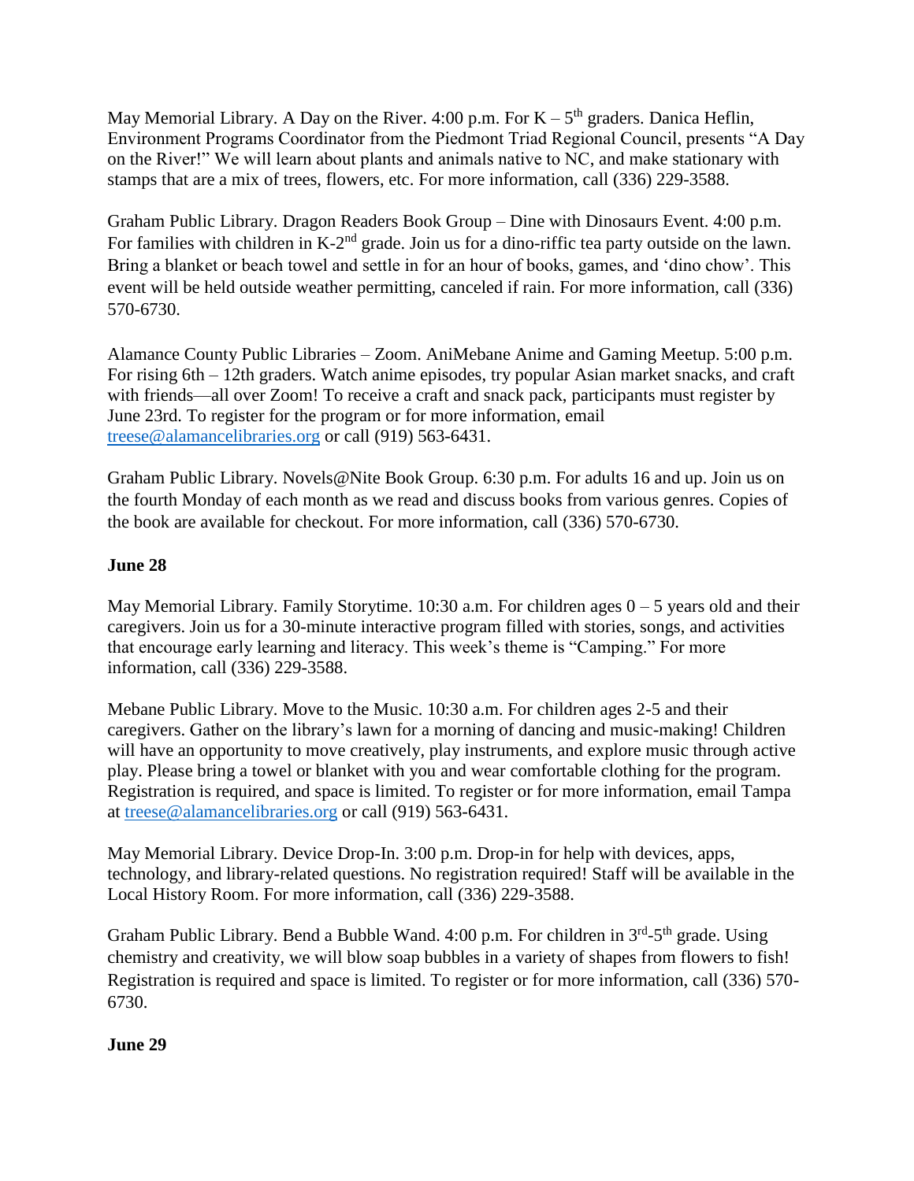May Memorial Library. A Day on the River. 4:00 p.m. For K – 5th graders. Danica Heflin, Environment Programs Coordinator from the Piedmont Triad Regional Council, presents "A Day on the River!" We will learn about plants and animals native to NC, and make stationary with stamps that are a mix of trees, flowers, etc. For more information, call (336) 229-3588.

Graham Public Library. Dragon Readers Book Group – Dine with Dinosaurs Event. 4:00 p.m. For families with children in K-2nd grade. Join us for a dino-riffic tea party outside on the lawn. Bring a blanket or beach towel and settle in for an hour of books, games, and 'dino chow'. This event will be held outside weather permitting, canceled if rain. For more information, call (336) 570-6730.

Alamance County Public Libraries – Zoom. AniMebane Anime and Gaming Meetup. 5:00 p.m. For rising 6th – 12th graders. Watch anime episodes, try popular Asian market snacks, and craft with friends—all over Zoom! To receive a craft and snack pack, participants must register by June 23rd. To register for the program or for more information, email treese@alamancelibraries.org or call (919) 563-6431.

Graham Public Library. Novels@Nite Book Group. 6:30 p.m. For adults 16 and up. Join us on the fourth Monday of each month as we read and discuss books from various genres. Copies of the book are available for checkout. For more information, call (336) 570-6730.

**June 28**

May Memorial Library. Family Storytime. 10:30 a.m. For children ages 0 – 5 years old and their caregivers. Join us for a 30-minute interactive program filled with stories, songs, and activities that encourage early learning and literacy. This week's theme is "Camping." For more information, call (336) 229-3588.

Mebane Public Library. Move to the Music. 10:30 a.m. For children ages 2-5 and their caregivers. Gather on the library's lawn for a morning of dancing and music-making! Children will have an opportunity to move creatively, play instruments, and explore music through active play. Please bring a towel or blanket with you and wear comfortable clothing for the program. Registration is required, and space is limited. To register or for more information, email Tampa at treese@alamancelibraries.org or call (919) 563-6431.

May Memorial Library. Device Drop-In. 3:00 p.m. Drop-in for help with devices, apps, technology, and library-related questions. No registration required! Staff will be available in the Local History Room. For more information, call (336) 229-3588.

Graham Public Library. Bend a Bubble Wand. 4:00 p.m. For children in 3rd-5th grade. Using chemistry and creativity, we will blow soap bubbles in a variety of shapes from flowers to fish! Registration is required and space is limited. To register or for more information, call (336) 570-6730.

**June 29**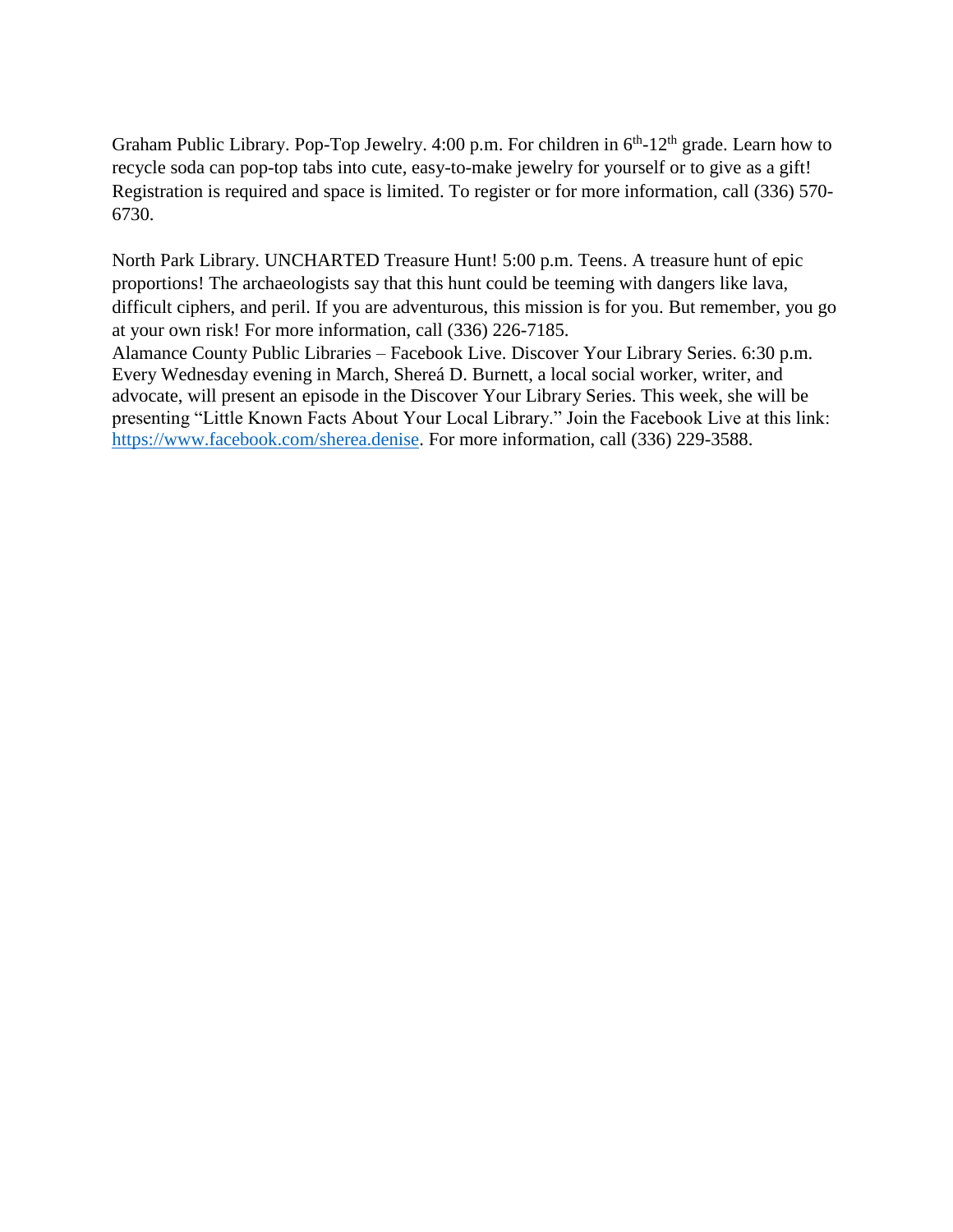Graham Public Library. Pop-Top Jewelry. 4:00 p.m. For children in 6th-12th grade. Learn how to recycle soda can pop-top tabs into cute, easy-to-make jewelry for yourself or to give as a gift! Registration is required and space is limited. To register or for more information, call (336) 570-6730.

North Park Library. UNCHARTED Treasure Hunt! 5:00 p.m. Teens. A treasure hunt of epic proportions! The archaeologists say that this hunt could be teeming with dangers like lava, difficult ciphers, and peril. If you are adventurous, this mission is for you. But remember, you go at your own risk! For more information, call (336) 226-7185.

Alamance County Public Libraries – Facebook Live. Discover Your Library Series. 6:30 p.m. Every Wednesday evening in March, Shereá D. Burnett, a local social worker, writer, and advocate, will present an episode in the Discover Your Library Series. This week, she will be presenting "Little Known Facts About Your Local Library." Join the Facebook Live at this link: [https://www.facebook.com/sherea.denise](https://www.facebook.com/sherea.denise). For more information, call (336) 229-3588.